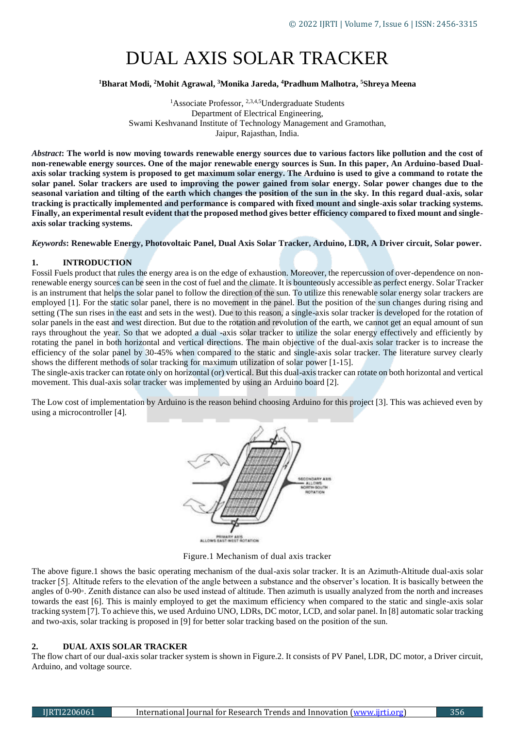# DUAL AXIS SOLAR TRACKER

**[1]Bharat Modi, [2]Mohit Agrawal, [3]Monika Jareda, [4]Pradhum Malhotra, [5]Shreya Meena**

[1]Associate Professor, [2,3,4,5]Undergraduate Students
Department of Electrical Engineering,
Swami Keshvanand Institute of Technology Management and Gramothan,
Jaipur, Rajasthan, India.

***Abstract*: The world is now moving towards renewable energy sources due to various factors like pollution and the cost of non-renewable energy sources. One of the major renewable energy sources is Sun. In this paper, An Arduino-based Dual-axis solar tracking system is proposed to get maximum solar energy. The Arduino is used to give a command to rotate the solar panel. Solar trackers are used to improving the power gained from solar energy. Solar power changes due to the seasonal variation and tilting of the earth which changes the position of the sun in the sky. In this regard dual-axis, solar tracking is practically implemented and performance is compared with fixed mount and single-axis solar tracking systems. Finally, an experimental result evident that the proposed method gives better efficiency compared to fixed mount and single-axis solar tracking systems.**

***Keywords*: Renewable Energy, Photovoltaic Panel, Dual Axis Solar Tracker, Arduino, LDR, A Driver circuit, Solar power.**

## 1. INTRODUCTION

Fossil Fuels product that rules the energy area is on the edge of exhaustion. Moreover, the repercussion of over-dependence on non-renewable energy sources can be seen in the cost of fuel and the climate. It is bounteously accessible as perfect energy. Solar Tracker is an instrument that helps the solar panel to follow the direction of the sun. To utilize this renewable solar energy solar trackers are employed [1]. For the static solar panel, there is no movement in the panel. But the position of the sun changes during rising and setting (The sun rises in the east and sets in the west). Due to this reason, a single-axis solar tracker is developed for the rotation of solar panels in the east and west direction. But due to the rotation and revolution of the earth, we cannot get an equal amount of sun rays throughout the year. So that we adopted a dual -axis solar tracker to utilize the solar energy effectively and efficiently by rotating the panel in both horizontal and vertical directions. The main objective of the dual-axis solar tracker is to increase the efficiency of the solar panel by 30-45% when compared to the static and single-axis solar tracker. The literature survey clearly shows the different methods of solar tracking for maximum utilization of solar power [1-15].

The single-axis tracker can rotate only on horizontal (or) vertical. But this dual-axis tracker can rotate on both horizontal and vertical movement. This dual-axis solar tracker was implemented by using an Arduino board [2].

The Low cost of implementation by Arduino is the reason behind choosing Arduino for this project [3]. This was achieved even by using a microcontroller [4].

Figure.1 Mechanism of dual axis tracker

The above figure.1 shows the basic operating mechanism of the dual-axis solar tracker. It is an Azimuth-Altitude dual-axis solar tracker [5]. Altitude refers to the elevation of the angle between a substance and the observer's location. It is basically between the angles of 0-90◦. Zenith distance can also be used instead of altitude. Then azimuth is usually analyzed from the north and increases towards the east [6]. This is mainly employed to get the maximum efficiency when compared to the static and single-axis solar tracking system [7]. To achieve this, we used Arduino UNO, LDRs, DC motor, LCD, and solar panel. In [8] automatic solar tracking and two-axis, solar tracking is proposed in [9] for better solar tracking based on the position of the sun.

## 2. DUAL AXIS SOLAR TRACKER

The flow chart of our dual-axis solar tracker system is shown in Figure.2. It consists of PV Panel, LDR, DC motor, a Driver circuit, Arduino, and voltage source.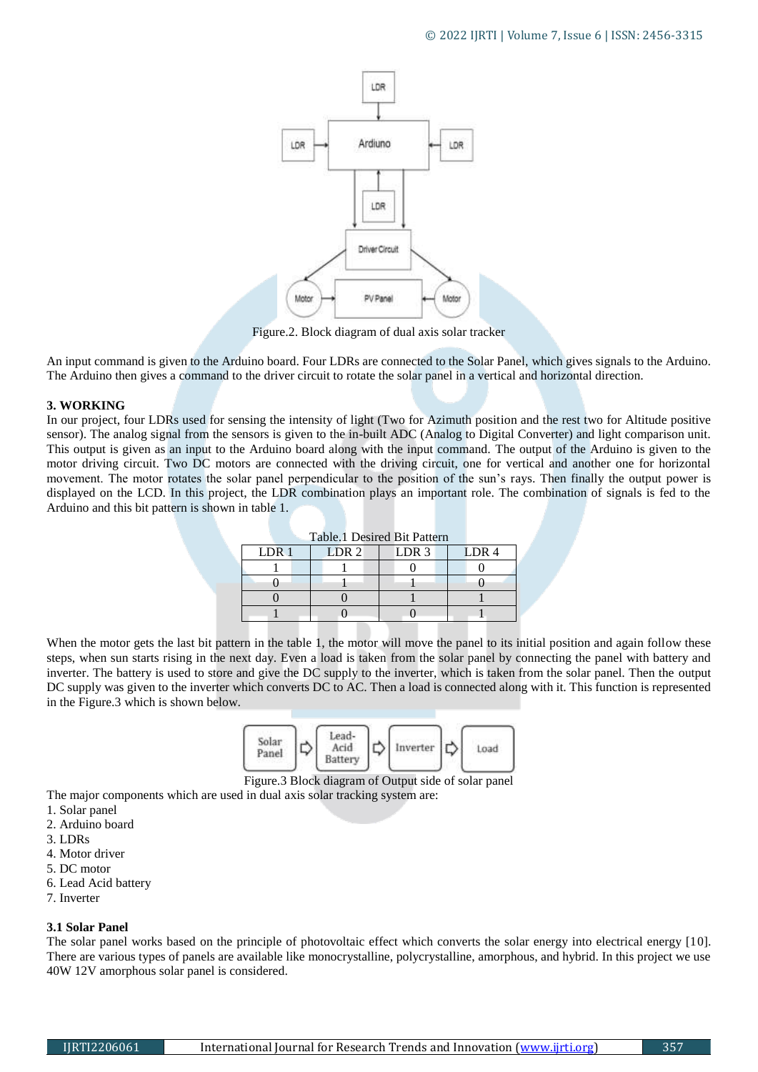Figure.2. Block diagram of dual axis solar tracker

An input command is given to the Arduino board. Four LDRs are connected to the Solar Panel, which gives signals to the Arduino. The Arduino then gives a command to the driver circuit to rotate the solar panel in a vertical and horizontal direction.

### 3. WORKING

In our project, four LDRs used for sensing the intensity of light (Two for Azimuth position and the rest two for Altitude positive sensor). The analog signal from the sensors is given to the in-built ADC (Analog to Digital Converter) and light comparison unit. This output is given as an input to the Arduino board along with the input command. The output of the Arduino is given to the motor driving circuit. Two DC motors are connected with the driving circuit, one for vertical and another one for horizontal movement. The motor rotates the solar panel perpendicular to the position of the sun's rays. Then finally the output power is displayed on the LCD. In this project, the LDR combination plays an important role. The combination of signals is fed to the Arduino and this bit pattern is shown in table 1.

Table.1 Desired Bit Pattern

| LDR 1 | LDR 2 | LDR 3 | LDR 4 |
|---|---|---|---|
| 1 | 1 | 0 | 0 |
| 0 | 1 | 1 | 0 |
| 0 | 0 | 1 | 1 |
| 1 | 0 | 0 | 1 |

When the motor gets the last bit pattern in the table 1, the motor will move the panel to its initial position and again follow these steps, when sun starts rising in the next day. Even a load is taken from the solar panel by connecting the panel with battery and inverter. The battery is used to store and give the DC supply to the inverter, which is taken from the solar panel. Then the output DC supply was given to the inverter which converts DC to AC. Then a load is connected along with it. This function is represented in the Figure.3 which is shown below.

Figure.3 Block diagram of Output side of solar panel

The major components which are used in dual axis solar tracking system are:

1. Solar panel
2. Arduino board
3. LDRs
4. Motor driver
5. DC motor
6. Lead Acid battery
7. Inverter

#### 3.1 Solar Panel

The solar panel works based on the principle of photovoltaic effect which converts the solar energy into electrical energy [10]. There are various types of panels are available like monocrystalline, polycrystalline, amorphous, and hybrid. In this project we use 40W 12V amorphous solar panel is considered.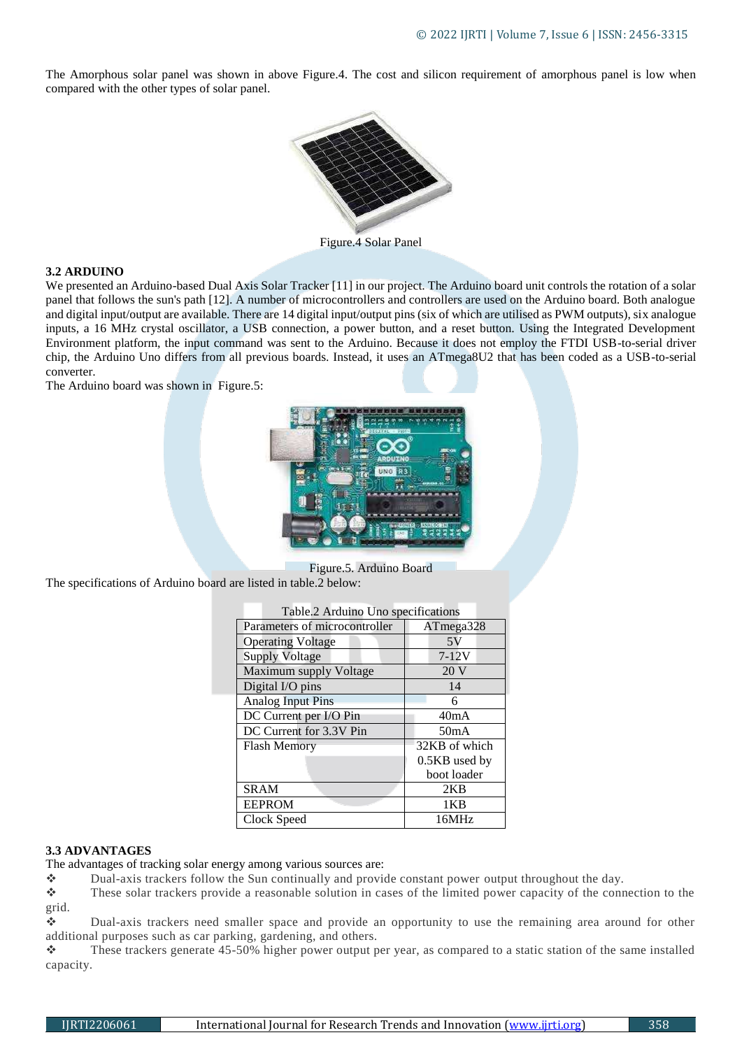The Amorphous solar panel was shown in above Figure.4. The cost and silicon requirement of amorphous panel is low when compared with the other types of solar panel.

Figure.4 Solar Panel

### 3.2 ARDUINO

We presented an Arduino-based Dual Axis Solar Tracker [11] in our project. The Arduino board unit controls the rotation of a solar panel that follows the sun's path [12]. A number of microcontrollers and controllers are used on the Arduino board. Both analogue and digital input/output are available. There are 14 digital input/output pins (six of which are utilised as PWM outputs), six analogue inputs, a 16 MHz crystal oscillator, a USB connection, a power button, and a reset button. Using the Integrated Development Environment platform, the input command was sent to the Arduino. Because it does not employ the FTDI USB-to-serial driver chip, the Arduino Uno differs from all previous boards. Instead, it uses an ATmega8U2 that has been coded as a USB-to-serial converter.

The Arduino board was shown in Figure.5:

Figure.5. Arduino Board

The specifications of Arduino board are listed in table.2 below:

Table.2 Arduino Uno specifications

| Parameters of microcontroller | ATmega328 |
|---|---|
| Operating Voltage | 5V |
| Supply Voltage | 7-12V |
| Maximum supply Voltage | 20 V |
| Digital I/O pins | 14 |
| Analog Input Pins | 6 |
| DC Current per I/O Pin | 40mA |
| DC Current for 3.3V Pin | 50mA |
| Flash Memory | 32KB of which 0.5KB used by boot loader |
| SRAM | 2KB |
| EEPROM | 1KB |
| Clock Speed | 16MHz |

### 3.3 ADVANTAGES

The advantages of tracking solar energy among various sources are:

- ❖ Dual-axis trackers follow the Sun continually and provide constant power output throughout the day.
- ❖ These solar trackers provide a reasonable solution in cases of the limited power capacity of the connection to the grid.
- ❖ Dual-axis trackers need smaller space and provide an opportunity to use the remaining area around for other additional purposes such as car parking, gardening, and others.
- ❖ These trackers generate 45-50% higher power output per year, as compared to a static station of the same installed capacity.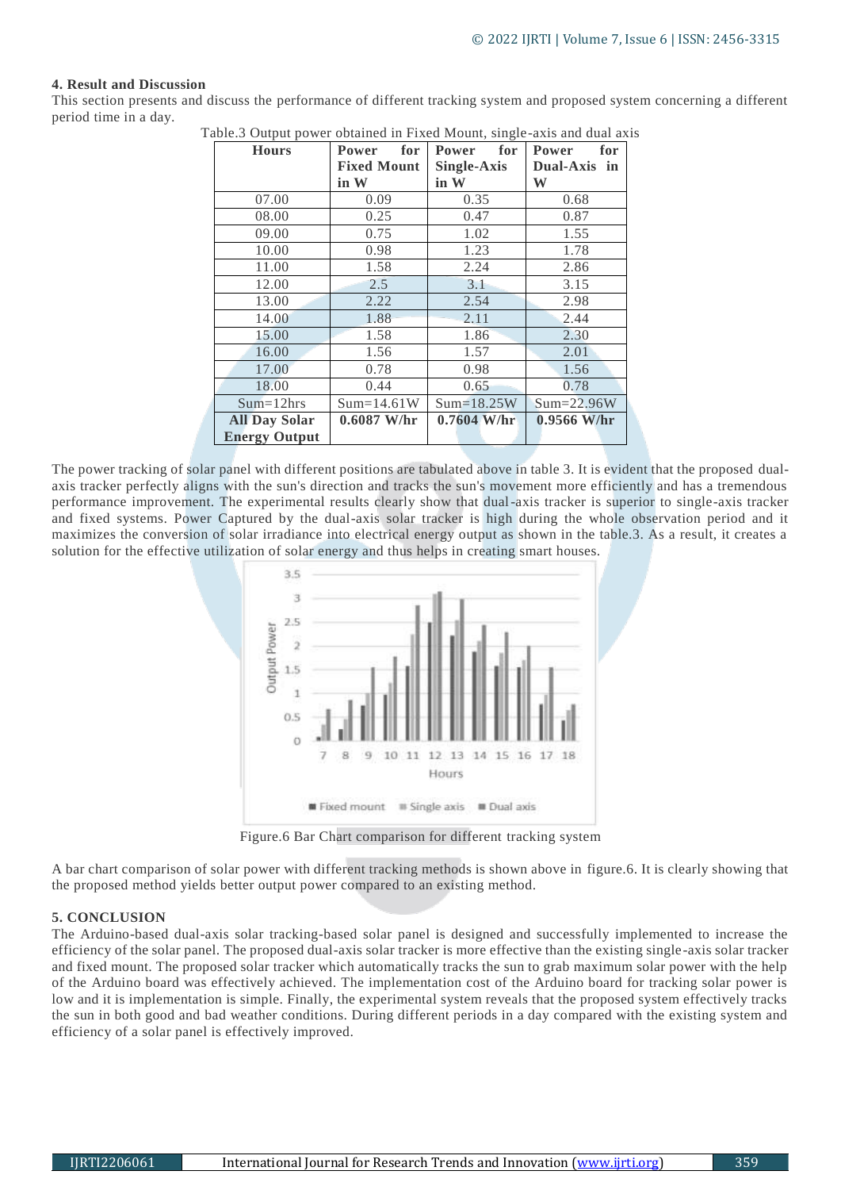## 4. Result and Discussion

This section presents and discuss the performance of different tracking system and proposed system concerning a different period time in a day.

Table.3 Output power obtained in Fixed Mount, single-axis and dual axis

| Hours | Power for Fixed Mount in W | Power for Single-Axis in W | Power for Dual-Axis in W |
|---|---|---|---|
| 07.00 | 0.09 | 0.35 | 0.68 |
| 08.00 | 0.25 | 0.47 | 0.87 |
| 09.00 | 0.75 | 1.02 | 1.55 |
| 10.00 | 0.98 | 1.23 | 1.78 |
| 11.00 | 1.58 | 2.24 | 2.86 |
| 12.00 | 2.5 | 3.1 | 3.15 |
| 13.00 | 2.22 | 2.54 | 2.98 |
| 14.00 | 1.88 | 2.11 | 2.44 |
| 15.00 | 1.58 | 1.86 | 2.30 |
| 16.00 | 1.56 | 1.57 | 2.01 |
| 17.00 | 0.78 | 0.98 | 1.56 |
| 18.00 | 0.44 | 0.65 | 0.78 |
| Sum=12hrs | Sum=14.61W | Sum=18.25W | Sum=22.96W |
| **All Day Solar Energy Output** | **0.6087 W/hr** | **0.7604 W/hr** | **0.9566 W/hr** |

The power tracking of solar panel with different positions are tabulated above in table 3. It is evident that the proposed dual-axis tracker perfectly aligns with the sun's direction and tracks the sun's movement more efficiently and has a tremendous performance improvement. The experimental results clearly show that dual-axis tracker is superior to single-axis tracker and fixed systems. Power Captured by the dual-axis solar tracker is high during the whole observation period and it maximizes the conversion of solar irradiance into electrical energy output as shown in the table.3. As a result, it creates a solution for the effective utilization of solar energy and thus helps in creating smart houses.

Figure.6 Bar Chart comparison for different tracking system

A bar chart comparison of solar power with different tracking methods is shown above in figure.6. It is clearly showing that the proposed method yields better output power compared to an existing method.

## 5. CONCLUSION

The Arduino-based dual-axis solar tracking-based solar panel is designed and successfully implemented to increase the efficiency of the solar panel. The proposed dual-axis solar tracker is more effective than the existing single-axis solar tracker and fixed mount. The proposed solar tracker which automatically tracks the sun to grab maximum solar power with the help of the Arduino board was effectively achieved. The implementation cost of the Arduino board for tracking solar power is low and it is implementation is simple. Finally, the experimental system reveals that the proposed system effectively tracks the sun in both good and bad weather conditions. During different periods in a day compared with the existing system and efficiency of a solar panel is effectively improved.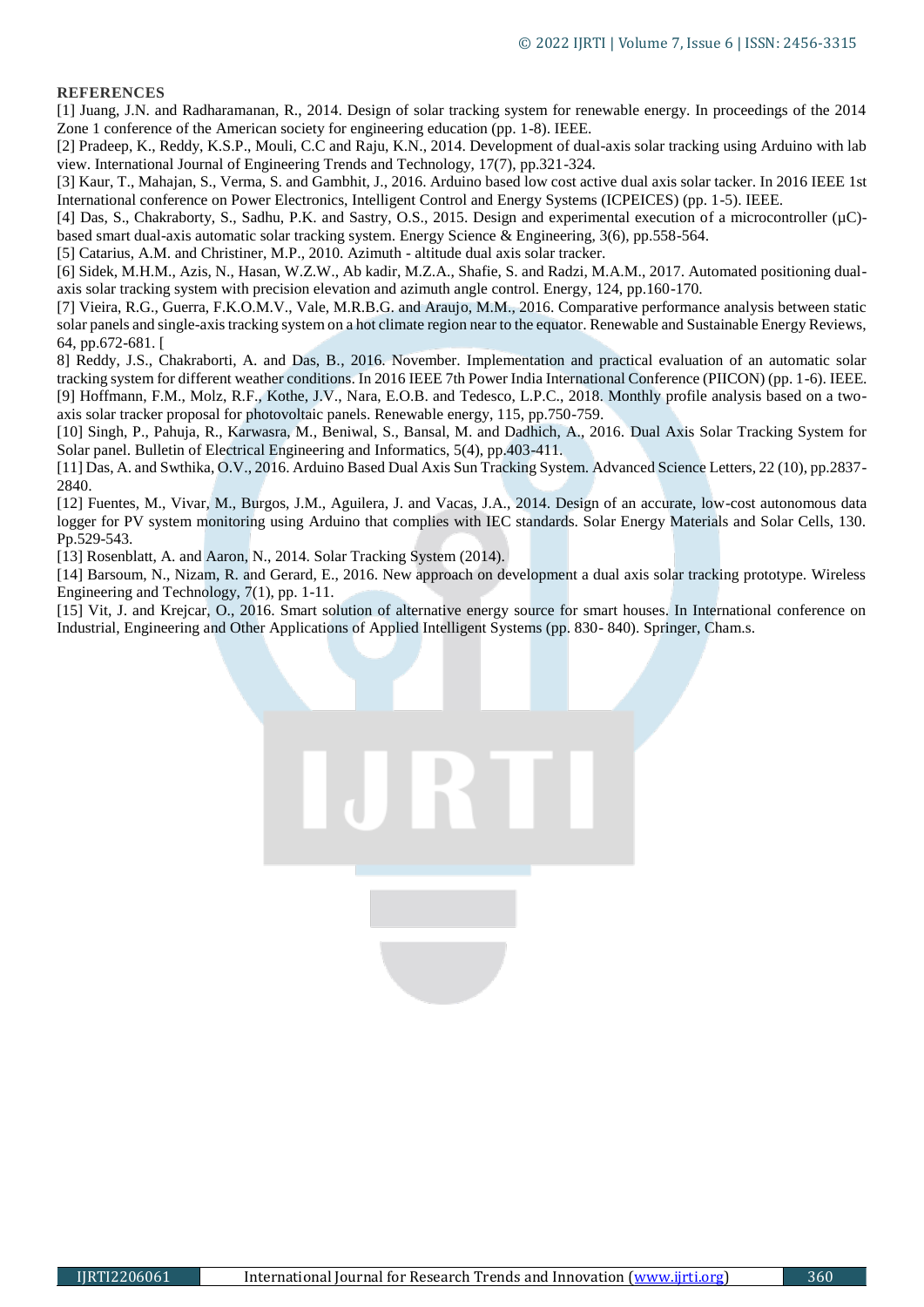## REFERENCES

[1] Juang, J.N. and Radharamanan, R., 2014. Design of solar tracking system for renewable energy. In proceedings of the 2014 Zone 1 conference of the American society for engineering education (pp. 1-8). IEEE.

[2] Pradeep, K., Reddy, K.S.P., Mouli, C.C and Raju, K.N., 2014. Development of dual-axis solar tracking using Arduino with lab view. International Journal of Engineering Trends and Technology, 17(7), pp.321-324.

[3] Kaur, T., Mahajan, S., Verma, S. and Gambhit, J., 2016. Arduino based low cost active dual axis solar tacker. In 2016 IEEE 1st International conference on Power Electronics, Intelligent Control and Energy Systems (ICPEICES) (pp. 1-5). IEEE.

[4] Das, S., Chakraborty, S., Sadhu, P.K. and Sastry, O.S., 2015. Design and experimental execution of a microcontroller (μC)-based smart dual-axis automatic solar tracking system. Energy Science & Engineering, 3(6), pp.558-564.

[5] Catarius, A.M. and Christiner, M.P., 2010. Azimuth - altitude dual axis solar tracker.

[6] Sidek, M.H.M., Azis, N., Hasan, W.Z.W., Ab kadir, M.Z.A., Shafie, S. and Radzi, M.A.M., 2017. Automated positioning dual-axis solar tracking system with precision elevation and azimuth angle control. Energy, 124, pp.160-170.

[7] Vieira, R.G., Guerra, F.K.O.M.V., Vale, M.R.B.G. and Araujo, M.M., 2016. Comparative performance analysis between static solar panels and single-axis tracking system on a hot climate region near to the equator. Renewable and Sustainable Energy Reviews, 64, pp.672-681. [

8] Reddy, J.S., Chakraborti, A. and Das, B., 2016. November. Implementation and practical evaluation of an automatic solar tracking system for different weather conditions. In 2016 IEEE 7th Power India International Conference (PIICON) (pp. 1-6). IEEE.

[9] Hoffmann, F.M., Molz, R.F., Kothe, J.V., Nara, E.O.B. and Tedesco, L.P.C., 2018. Monthly profile analysis based on a two-axis solar tracker proposal for photovoltaic panels. Renewable energy, 115, pp.750-759.

[10] Singh, P., Pahuja, R., Karwasra, M., Beniwal, S., Bansal, M. and Dadhich, A., 2016. Dual Axis Solar Tracking System for Solar panel. Bulletin of Electrical Engineering and Informatics, 5(4), pp.403-411.

[11] Das, A. and Swthika, O.V., 2016. Arduino Based Dual Axis Sun Tracking System. Advanced Science Letters, 22 (10), pp.2837-2840.

[12] Fuentes, M., Vivar, M., Burgos, J.M., Aguilera, J. and Vacas, J.A., 2014. Design of an accurate, low-cost autonomous data logger for PV system monitoring using Arduino that complies with IEC standards. Solar Energy Materials and Solar Cells, 130. Pp.529-543.

[13] Rosenblatt, A. and Aaron, N., 2014. Solar Tracking System (2014).

[14] Barsoum, N., Nizam, R. and Gerard, E., 2016. New approach on development a dual axis solar tracking prototype. Wireless Engineering and Technology, 7(1), pp. 1-11.

[15] Vit, J. and Krejcar, O., 2016. Smart solution of alternative energy source for smart houses. In International conference on Industrial, Engineering and Other Applications of Applied Intelligent Systems (pp. 830- 840). Springer, Cham.s.